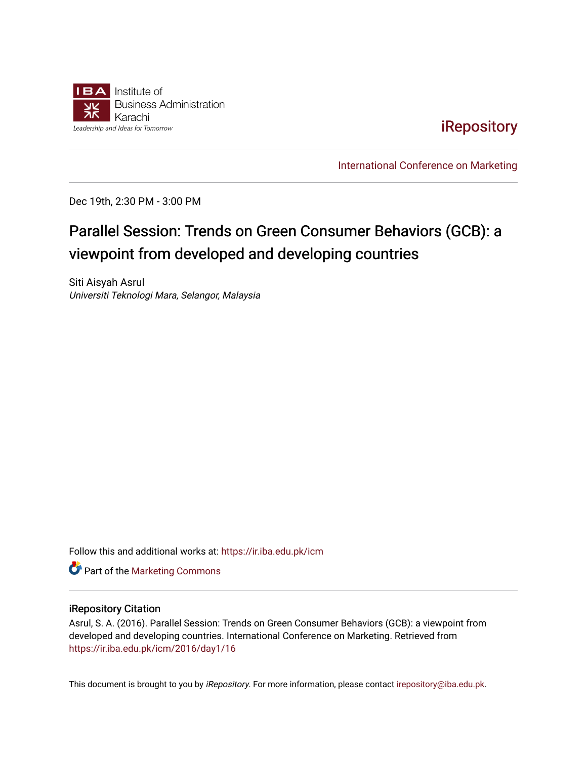Institute of
Business Administration
Karachi

*Leadership and Ideas for Tomorrow*

iRepository

International Conference on Marketing

Dec 19th, 2:30 PM - 3:00 PM

# Parallel Session: Trends on Green Consumer Behaviors (GCB): a viewpoint from developed and developing countries

Siti Aisyah Asrul

*Universiti Teknologi Mara, Selangor, Malaysia*

Follow this and additional works at: https://ir.iba.edu.pk/icm

Part of the Marketing Commons

## iRepository Citation

Asrul, S. A. (2016). Parallel Session: Trends on Green Consumer Behaviors (GCB): a viewpoint from developed and developing countries. International Conference on Marketing. Retrieved from https://ir.iba.edu.pk/icm/2016/day1/16

This document is brought to you by *iRepository*. For more information, please contact irepository@iba.edu.pk.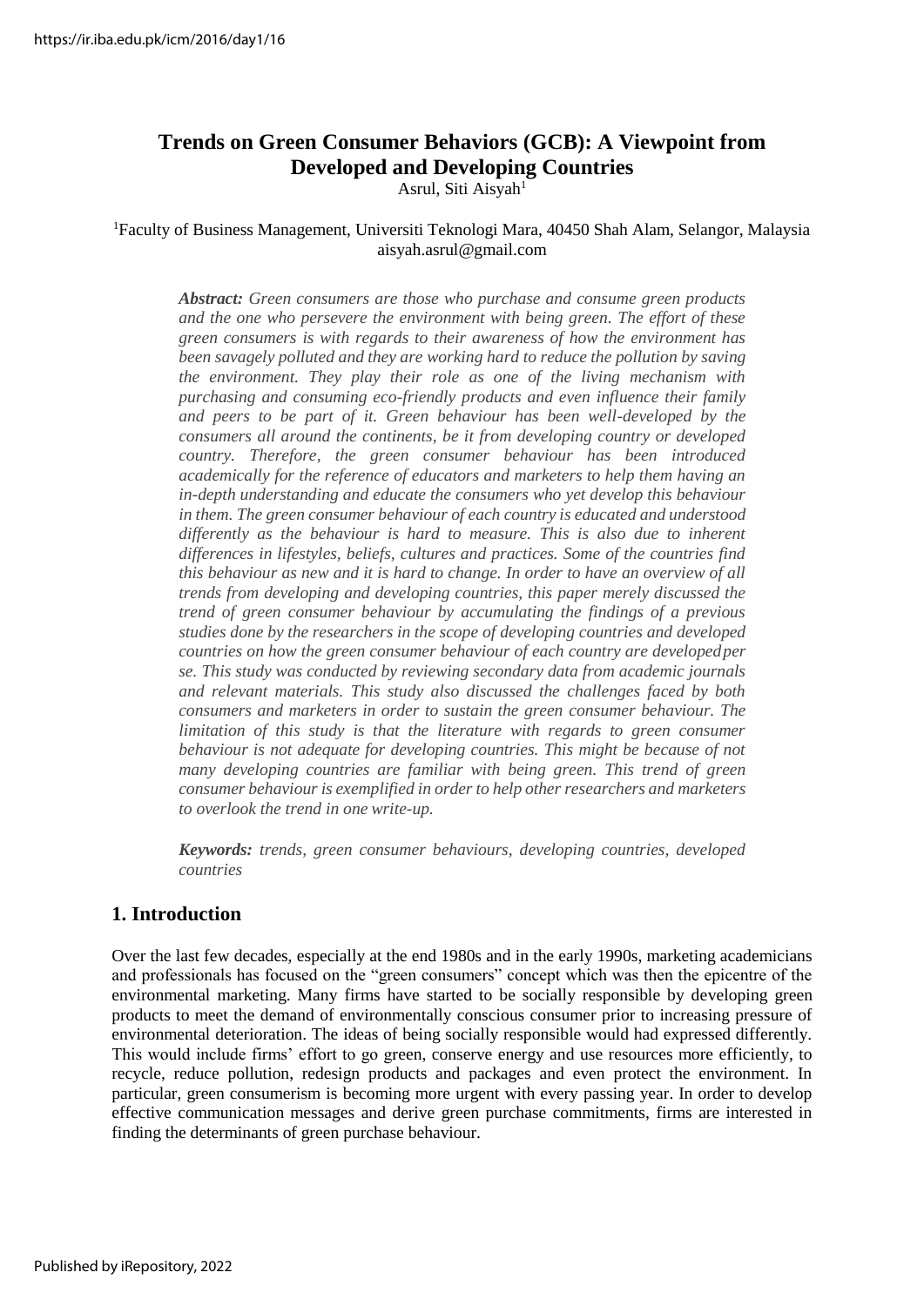# Trends on Green Consumer Behaviors (GCB): A Viewpoint from Developed and Developing Countries

Asrul, Siti Aisyah[1]

[1]Faculty of Business Management, Universiti Teknologi Mara, 40450 Shah Alam, Selangor, Malaysia
aisyah.asrul@gmail.com

***Abstract:*** *Green consumers are those who purchase and consume green products and the one who persevere the environment with being green. The effort of these green consumers is with regards to their awareness of how the environment has been savagely polluted and they are working hard to reduce the pollution by saving the environment. They play their role as one of the living mechanism with purchasing and consuming eco-friendly products and even influence their family and peers to be part of it. Green behaviour has been well-developed by the consumers all around the continents, be it from developing country or developed country. Therefore, the green consumer behaviour has been introduced academically for the reference of educators and marketers to help them having an in-depth understanding and educate the consumers who yet develop this behaviour in them. The green consumer behaviour of each country is educated and understood differently as the behaviour is hard to measure. This is also due to inherent differences in lifestyles, beliefs, cultures and practices. Some of the countries find this behaviour as new and it is hard to change. In order to have an overview of all trends from developing and developing countries, this paper merely discussed the trend of green consumer behaviour by accumulating the findings of a previous studies done by the researchers in the scope of developing countries and developed countries on how the green consumer behaviour of each country are developedper se. This study was conducted by reviewing secondary data from academic journals and relevant materials. This study also discussed the challenges faced by both consumers and marketers in order to sustain the green consumer behaviour. The limitation of this study is that the literature with regards to green consumer behaviour is not adequate for developing countries. This might be because of not many developing countries are familiar with being green. This trend of green consumer behaviour is exemplified in order to help other researchers and marketers to overlook the trend in one write-up.*

***Keywords:*** *trends, green consumer behaviours, developing countries, developed countries*

## 1. Introduction

Over the last few decades, especially at the end 1980s and in the early 1990s, marketing academicians and professionals has focused on the "green consumers" concept which was then the epicentre of the environmental marketing. Many firms have started to be socially responsible by developing green products to meet the demand of environmentally conscious consumer prior to increasing pressure of environmental deterioration. The ideas of being socially responsible would had expressed differently. This would include firms' effort to go green, conserve energy and use resources more efficiently, to recycle, reduce pollution, redesign products and packages and even protect the environment. In particular, green consumerism is becoming more urgent with every passing year. In order to develop effective communication messages and derive green purchase commitments, firms are interested in finding the determinants of green purchase behaviour.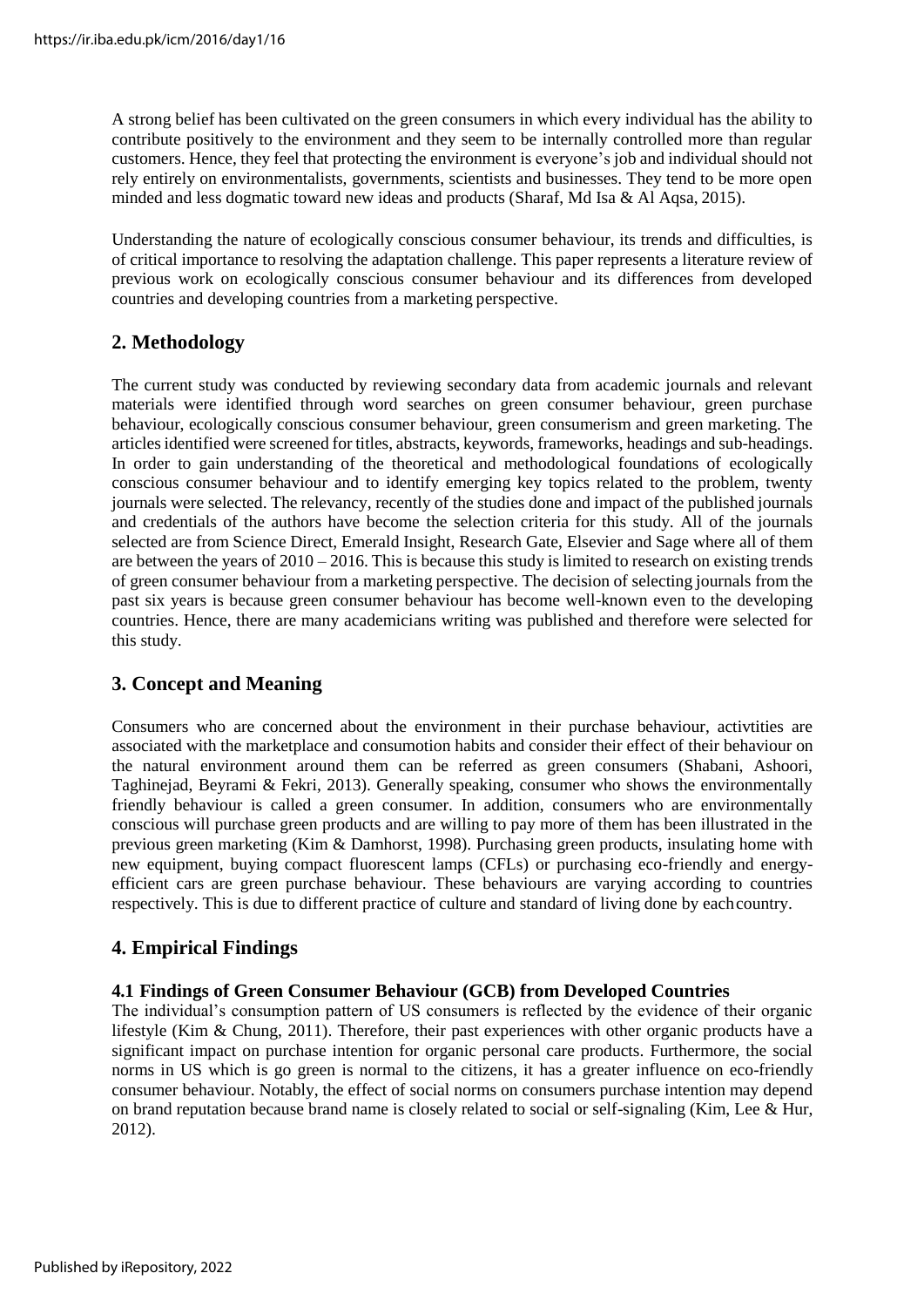A strong belief has been cultivated on the green consumers in which every individual has the ability to contribute positively to the environment and they seem to be internally controlled more than regular customers. Hence, they feel that protecting the environment is everyone's job and individual should not rely entirely on environmentalists, governments, scientists and businesses. They tend to be more open minded and less dogmatic toward new ideas and products (Sharaf, Md Isa & Al Aqsa, 2015).

Understanding the nature of ecologically conscious consumer behaviour, its trends and difficulties, is of critical importance to resolving the adaptation challenge. This paper represents a literature review of previous work on ecologically conscious consumer behaviour and its differences from developed countries and developing countries from a marketing perspective.

## 2. Methodology

The current study was conducted by reviewing secondary data from academic journals and relevant materials were identified through word searches on green consumer behaviour, green purchase behaviour, ecologically conscious consumer behaviour, green consumerism and green marketing. The articles identified were screened for titles, abstracts, keywords, frameworks, headings and sub-headings. In order to gain understanding of the theoretical and methodological foundations of ecologically conscious consumer behaviour and to identify emerging key topics related to the problem, twenty journals were selected. The relevancy, recently of the studies done and impact of the published journals and credentials of the authors have become the selection criteria for this study. All of the journals selected are from Science Direct, Emerald Insight, Research Gate, Elsevier and Sage where all of them are between the years of 2010 – 2016. This is because this study is limited to research on existing trends of green consumer behaviour from a marketing perspective. The decision of selecting journals from the past six years is because green consumer behaviour has become well-known even to the developing countries. Hence, there are many academicians writing was published and therefore were selected for this study.

## 3. Concept and Meaning

Consumers who are concerned about the environment in their purchase behaviour, activtities are associated with the marketplace and consumotion habits and consider their effect of their behaviour on the natural environment around them can be referred as green consumers (Shabani, Ashoori, Taghinejad, Beyrami & Fekri, 2013). Generally speaking, consumer who shows the environmentally friendly behaviour is called a green consumer. In addition, consumers who are environmentally conscious will purchase green products and are willing to pay more of them has been illustrated in the previous green marketing (Kim & Damhorst, 1998). Purchasing green products, insulating home with new equipment, buying compact fluorescent lamps (CFLs) or purchasing eco-friendly and energy-efficient cars are green purchase behaviour. These behaviours are varying according to countries respectively. This is due to different practice of culture and standard of living done by eachcountry.

## 4. Empirical Findings

### 4.1 Findings of Green Consumer Behaviour (GCB) from Developed Countries

The individual's consumption pattern of US consumers is reflected by the evidence of their organic lifestyle (Kim & Chung, 2011). Therefore, their past experiences with other organic products have a significant impact on purchase intention for organic personal care products. Furthermore, the social norms in US which is go green is normal to the citizens, it has a greater influence on eco-friendly consumer behaviour. Notably, the effect of social norms on consumers purchase intention may depend on brand reputation because brand name is closely related to social or self-signaling (Kim, Lee & Hur, 2012).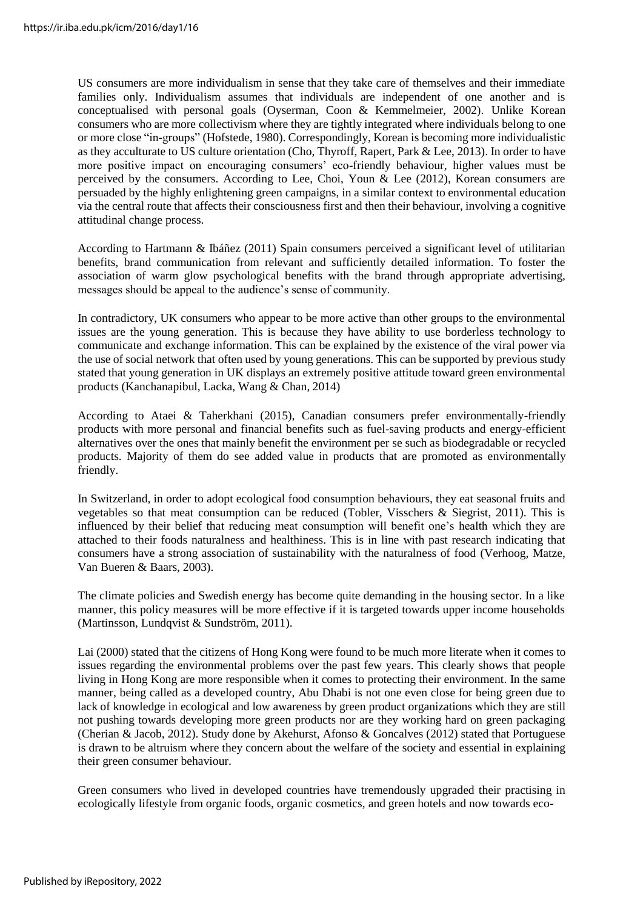US consumers are more individualism in sense that they take care of themselves and their immediate families only. Individualism assumes that individuals are independent of one another and is conceptualised with personal goals (Oyserman, Coon & Kemmelmeier, 2002). Unlike Korean consumers who are more collectivism where they are tightly integrated where individuals belong to one or more close "in-groups" (Hofstede, 1980). Correspondingly, Korean is becoming more individualistic as they acculturate to US culture orientation (Cho, Thyroff, Rapert, Park & Lee, 2013). In order to have more positive impact on encouraging consumers' eco-friendly behaviour, higher values must be perceived by the consumers. According to Lee, Choi, Youn & Lee (2012), Korean consumers are persuaded by the highly enlightening green campaigns, in a similar context to environmental education via the central route that affects their consciousness first and then their behaviour, involving a cognitive attitudinal change process.

According to Hartmann & Ibáñez (2011) Spain consumers perceived a significant level of utilitarian benefits, brand communication from relevant and sufficiently detailed information. To foster the association of warm glow psychological benefits with the brand through appropriate advertising, messages should be appeal to the audience's sense of community.

In contradictory, UK consumers who appear to be more active than other groups to the environmental issues are the young generation. This is because they have ability to use borderless technology to communicate and exchange information. This can be explained by the existence of the viral power via the use of social network that often used by young generations. This can be supported by previous study stated that young generation in UK displays an extremely positive attitude toward green environmental products (Kanchanapibul, Lacka, Wang & Chan, 2014)

According to Ataei & Taherkhani (2015), Canadian consumers prefer environmentally-friendly products with more personal and financial benefits such as fuel-saving products and energy-efficient alternatives over the ones that mainly benefit the environment per se such as biodegradable or recycled products. Majority of them do see added value in products that are promoted as environmentally friendly.

In Switzerland, in order to adopt ecological food consumption behaviours, they eat seasonal fruits and vegetables so that meat consumption can be reduced (Tobler, Visschers & Siegrist, 2011). This is influenced by their belief that reducing meat consumption will benefit one's health which they are attached to their foods naturalness and healthiness. This is in line with past research indicating that consumers have a strong association of sustainability with the naturalness of food (Verhoog, Matze, Van Bueren & Baars, 2003).

The climate policies and Swedish energy has become quite demanding in the housing sector. In a like manner, this policy measures will be more effective if it is targeted towards upper income households (Martinsson, Lundqvist & Sundström, 2011).

Lai (2000) stated that the citizens of Hong Kong were found to be much more literate when it comes to issues regarding the environmental problems over the past few years. This clearly shows that people living in Hong Kong are more responsible when it comes to protecting their environment. In the same manner, being called as a developed country, Abu Dhabi is not one even close for being green due to lack of knowledge in ecological and low awareness by green product organizations which they are still not pushing towards developing more green products nor are they working hard on green packaging (Cherian & Jacob, 2012). Study done by Akehurst, Afonso & Goncalves (2012) stated that Portuguese is drawn to be altruism where they concern about the welfare of the society and essential in explaining their green consumer behaviour.

Green consumers who lived in developed countries have tremendously upgraded their practising in ecologically lifestyle from organic foods, organic cosmetics, and green hotels and now towards eco-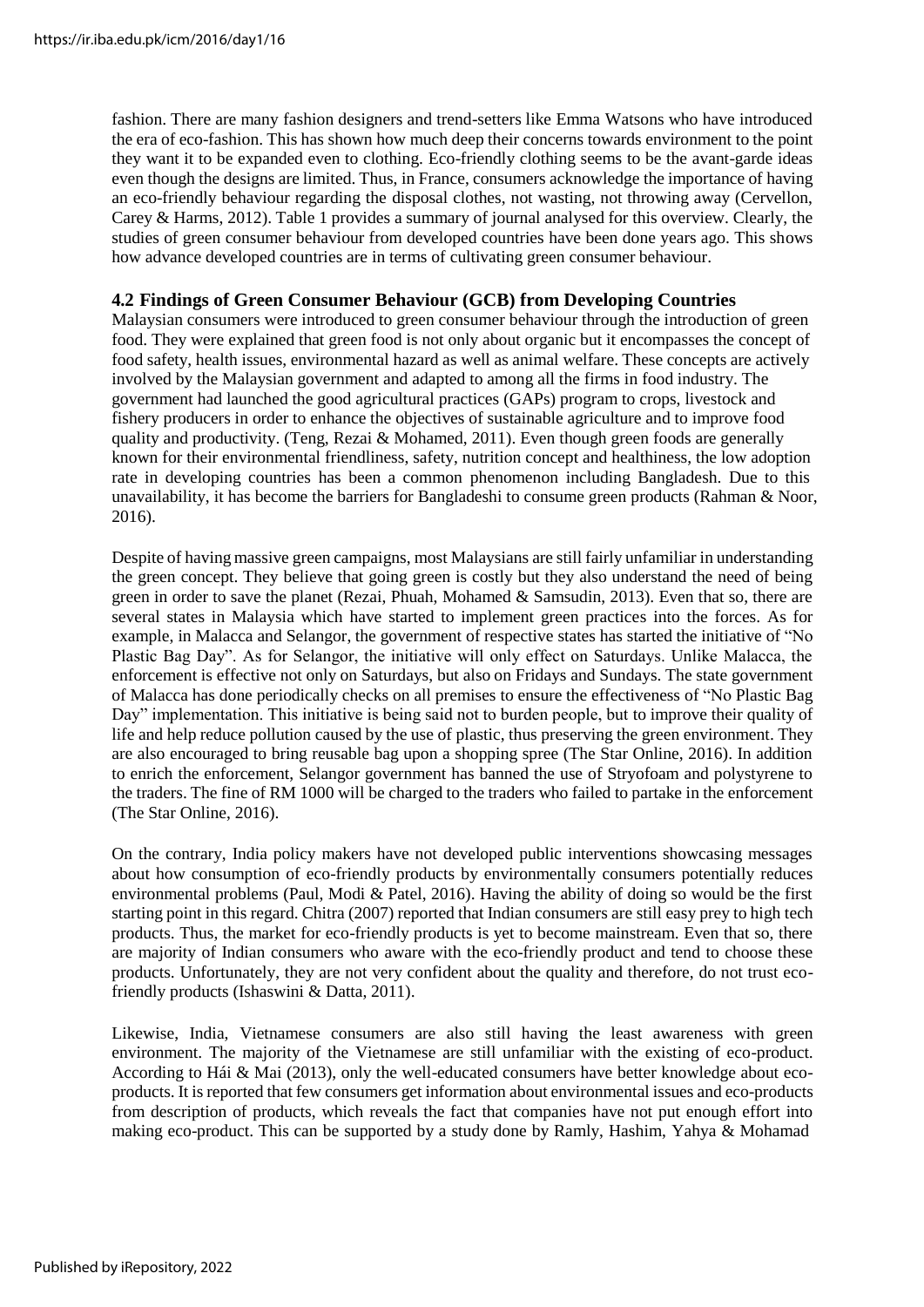fashion. There are many fashion designers and trend-setters like Emma Watsons who have introduced the era of eco-fashion. This has shown how much deep their concerns towards environment to the point they want it to be expanded even to clothing. Eco-friendly clothing seems to be the avant-garde ideas even though the designs are limited. Thus, in France, consumers acknowledge the importance of having an eco-friendly behaviour regarding the disposal clothes, not wasting, not throwing away (Cervellon, Carey & Harms, 2012). Table 1 provides a summary of journal analysed for this overview. Clearly, the studies of green consumer behaviour from developed countries have been done years ago. This shows how advance developed countries are in terms of cultivating green consumer behaviour.

### 4.2 Findings of Green Consumer Behaviour (GCB) from Developing Countries

Malaysian consumers were introduced to green consumer behaviour through the introduction of green food. They were explained that green food is not only about organic but it encompasses the concept of food safety, health issues, environmental hazard as well as animal welfare. These concepts are actively involved by the Malaysian government and adapted to among all the firms in food industry. The government had launched the good agricultural practices (GAPs) program to crops, livestock and fishery producers in order to enhance the objectives of sustainable agriculture and to improve food quality and productivity. (Teng, Rezai & Mohamed, 2011). Even though green foods are generally known for their environmental friendliness, safety, nutrition concept and healthiness, the low adoption rate in developing countries has been a common phenomenon including Bangladesh. Due to this unavailability, it has become the barriers for Bangladeshi to consume green products (Rahman & Noor, 2016).

Despite of having massive green campaigns, most Malaysians are still fairly unfamiliar in understanding the green concept. They believe that going green is costly but they also understand the need of being green in order to save the planet (Rezai, Phuah, Mohamed & Samsudin, 2013). Even that so, there are several states in Malaysia which have started to implement green practices into the forces. As for example, in Malacca and Selangor, the government of respective states has started the initiative of "No Plastic Bag Day". As for Selangor, the initiative will only effect on Saturdays. Unlike Malacca, the enforcement is effective not only on Saturdays, but also on Fridays and Sundays. The state government of Malacca has done periodically checks on all premises to ensure the effectiveness of "No Plastic Bag Day" implementation. This initiative is being said not to burden people, but to improve their quality of life and help reduce pollution caused by the use of plastic, thus preserving the green environment. They are also encouraged to bring reusable bag upon a shopping spree (The Star Online, 2016). In addition to enrich the enforcement, Selangor government has banned the use of Stryofoam and polystyrene to the traders. The fine of RM 1000 will be charged to the traders who failed to partake in the enforcement (The Star Online, 2016).

On the contrary, India policy makers have not developed public interventions showcasing messages about how consumption of eco-friendly products by environmentally consumers potentially reduces environmental problems (Paul, Modi & Patel, 2016). Having the ability of doing so would be the first starting point in this regard. Chitra (2007) reported that Indian consumers are still easy prey to high tech products. Thus, the market for eco-friendly products is yet to become mainstream. Even that so, there are majority of Indian consumers who aware with the eco-friendly product and tend to choose these products. Unfortunately, they are not very confident about the quality and therefore, do not trust eco-friendly products (Ishaswini & Datta, 2011).

Likewise, India, Vietnamese consumers are also still having the least awareness with green environment. The majority of the Vietnamese are still unfamiliar with the existing of eco-product. According to Hái & Mai (2013), only the well-educated consumers have better knowledge about eco-products. It is reported that few consumers get information about environmental issues and eco-products from description of products, which reveals the fact that companies have not put enough effort into making eco-product. This can be supported by a study done by Ramly, Hashim, Yahya & Mohamad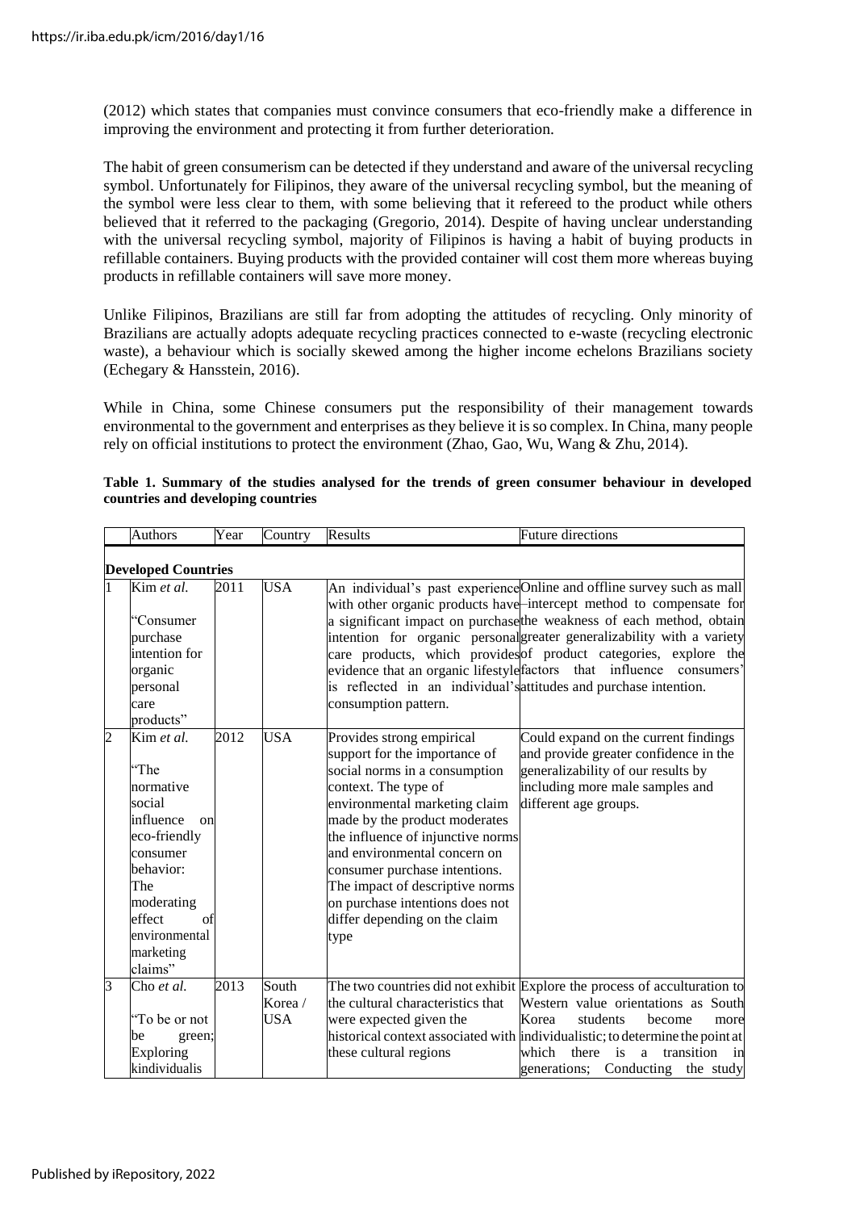(2012) which states that companies must convince consumers that eco-friendly make a difference in improving the environment and protecting it from further deterioration.

The habit of green consumerism can be detected if they understand and aware of the universal recycling symbol. Unfortunately for Filipinos, they aware of the universal recycling symbol, but the meaning of the symbol were less clear to them, with some believing that it refereed to the product while others believed that it referred to the packaging (Gregorio, 2014). Despite of having unclear understanding with the universal recycling symbol, majority of Filipinos is having a habit of buying products in refillable containers. Buying products with the provided container will cost them more whereas buying products in refillable containers will save more money.

Unlike Filipinos, Brazilians are still far from adopting the attitudes of recycling. Only minority of Brazilians are actually adopts adequate recycling practices connected to e-waste (recycling electronic waste), a behaviour which is socially skewed among the higher income echelons Brazilians society (Echegary & Hansstein, 2016).

While in China, some Chinese consumers put the responsibility of their management towards environmental to the government and enterprises as they believe it is so complex. In China, many people rely on official institutions to protect the environment (Zhao, Gao, Wu, Wang & Zhu, 2014).

**Table 1. Summary of the studies analysed for the trends of green consumer behaviour in developed countries and developing countries**

| | Authors | Year | Country | Results | Future directions |
|---|---|---|---|---|---|
| **Developed Countries** | | | | | |
| 1 | Kim *et al.* "Consumer purchase intention for organic personal care products" | 2011 | USA | An individual's past experience with other organic products have a significant impact on purchase intention for organic personal care products, which provides evidence that an organic lifestyle is reflected in an individual's consumption pattern. | Online and offline survey such as mall–intercept method to compensate for the weakness of each method, obtain greater generalizability with a variety of product categories, explore the factors that influence consumers' attitudes and purchase intention. |
| 2 | Kim *et al.* "The normative social influence on eco-friendly consumer behavior: The moderating effect of environmental marketing claims" | 2012 | USA | Provides strong empirical support for the importance of social norms in a consumption context. The type of environmental marketing claim made by the product moderates the influence of injunctive norms and environmental concern on consumer purchase intentions. The impact of descriptive norms on purchase intentions does not differ depending on the claim type | Could expand on the current findings and provide greater confidence in the generalizability of our results by including more male samples and different age groups. |
| 3 | Cho *et al.* "To be or not be green; Exploring kindividualis | 2013 | South Korea / USA | The two countries did not exhibit the cultural characteristics that were expected given the historical context associated with these cultural regions | Explore the process of acculturation to Western value orientations as South Korea students become more individualistic; to determine the point at which there is a transition in generations; Conducting the study |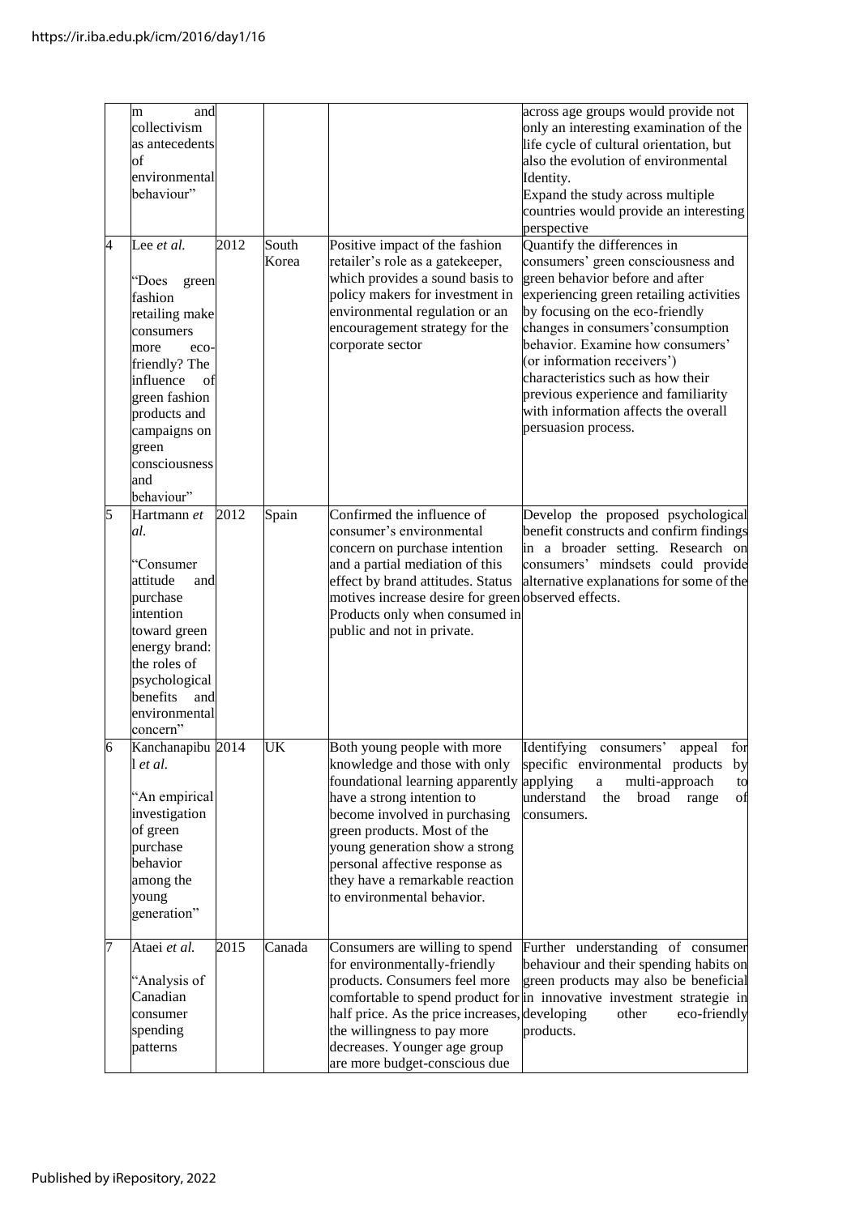|   |   |   |   |   |   |
|---|---|---|---|---|---|
|   | m and collectivism as antecedents of environmental behaviour" |   |   |   | across age groups would provide not only an interesting examination of the life cycle of cultural orientation, but also the evolution of environmental Identity. Expand the study across multiple countries would provide an interesting perspective |
| 4 | Lee *et al.* "Does green fashion retailing make consumers more eco-friendly? The influence of green fashion products and campaigns on green consciousness and behaviour" | 2012 | South Korea | Positive impact of the fashion retailer's role as a gatekeeper, which provides a sound basis to policy makers for investment in environmental regulation or an encouragement strategy for the corporate sector | Quantify the differences in consumers' green consciousness and green behavior before and after experiencing green retailing activities by focusing on the eco-friendly changes in consumers'consumption behavior. Examine how consumers' (or information receivers') characteristics such as how their previous experience and familiarity with information affects the overall persuasion process. |
| 5 | Hartmann *et al.* "Consumer attitude and purchase intention toward green energy brand: the roles of psychological benefits and environmental concern" | 2012 | Spain | Confirmed the influence of consumer's environmental concern on purchase intention and a partial mediation of this effect by brand attitudes. Status motives increase desire for green Products only when consumed in public and not in private. | Develop the proposed psychological benefit constructs and confirm findings in a broader setting. Research on consumers' mindsets could provide alternative explanations for some of the observed effects. |
| 6 | Kanchanapibul *et al.* "An empirical investigation of green purchase behavior among the young generation" | 2014 | UK | Both young people with more knowledge and those with only foundational learning apparently have a strong intention to become involved in purchasing green products. Most of the young generation show a strong personal affective response as they have a remarkable reaction to environmental behavior. | Identifying consumers' appeal for specific environmental products by applying a multi-approach to understand the broad range of consumers. |
| 7 | Ataei *et al.* "Analysis of Canadian consumer spending patterns | 2015 | Canada | Consumers are willing to spend for environmentally-friendly products. Consumers feel more comfortable to spend product for half price. As the price increases, the willingness to pay more decreases. Younger age group are more budget-conscious due | Further understanding of consumer behaviour and their spending habits on green products may also be beneficial in innovative investment strategie in developing other eco-friendly products. |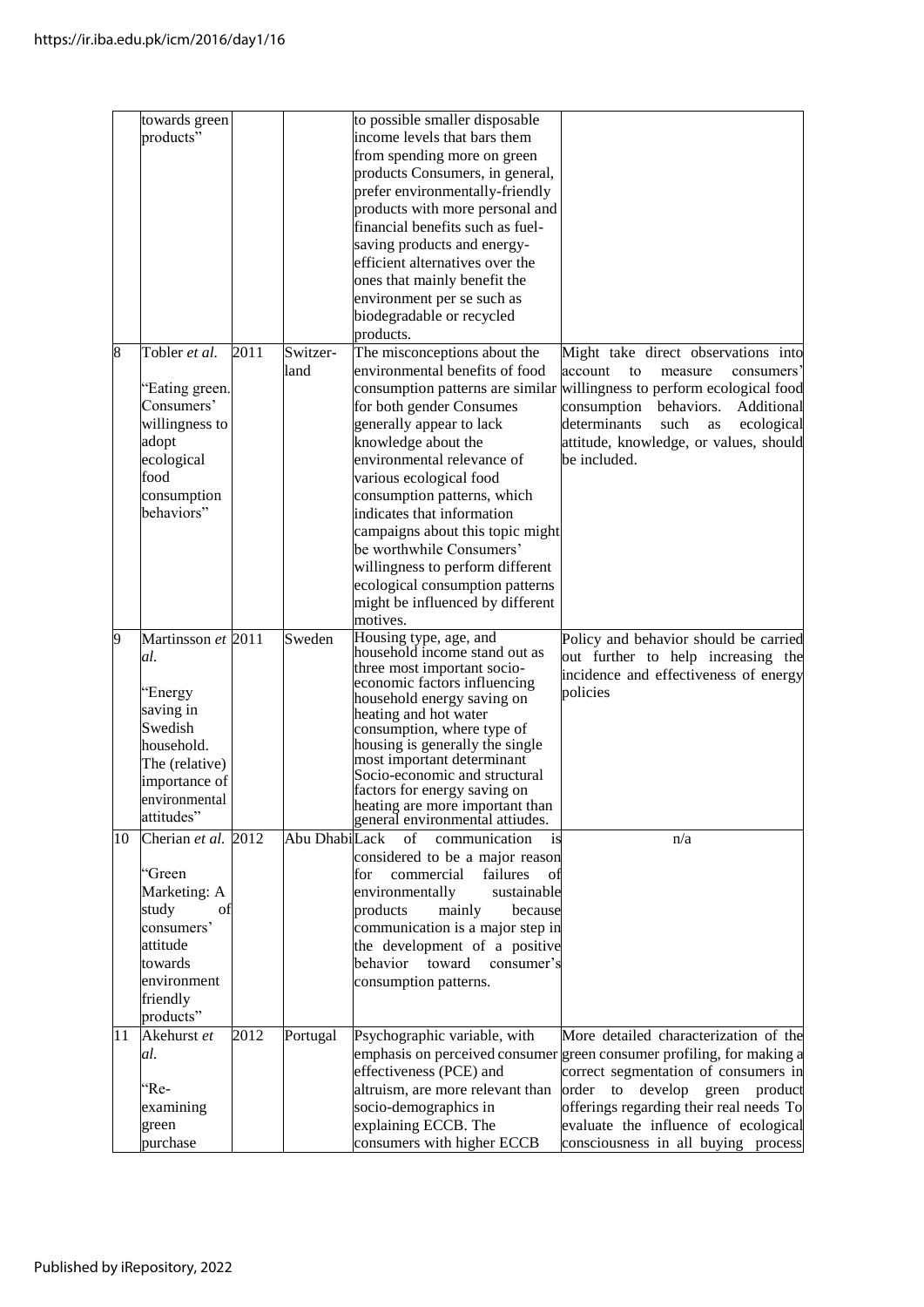|  |  |  |  |  |  |
|---|---|---|---|---|---|
|  | towards green products" |  |  | to possible smaller disposable income levels that bars them from spending more on green products Consumers, in general, prefer environmentally-friendly products with more personal and financial benefits such as fuel-saving products and energy-efficient alternatives over the ones that mainly benefit the environment per se such as biodegradable or recycled products. |  |
| 8 | Tobler *et al.* "Eating green. Consumers' willingness to adopt ecological food consumption behaviors" | 2011 | Switzer-land | The misconceptions about the environmental benefits of food consumption patterns are similar for both gender Consumes generally appear to lack knowledge about the environmental relevance of various ecological food consumption patterns, which indicates that information campaigns about this topic might be worthwhile Consumers' willingness to perform different ecological consumption patterns might be influenced by different motives. | Might take direct observations into account to measure consumers' willingness to perform ecological food consumption behaviors. Additional determinants such as ecological attitude, knowledge, or values, should be included. |
| 9 | Martinsson *et al.* "Energy saving in Swedish household. The (relative) importance of environmental attitudes" | 2011 | Sweden | Housing type, age, and household income stand out as three most important socio-economic factors influencing household energy saving on heating and hot water consumption, where type of housing is generally the single most important determinant Socio-economic and structural factors for energy saving on heating are more important than general environmental attiudes. | Policy and behavior should be carried out further to help increasing the incidence and effectiveness of energy policies |
| 10 | Cherian *et al.* "Green Marketing: A study of consumers' attitude towards environment friendly products" | 2012 | Abu Dhabi | Lack of communication is considered to be a major reason for commercial failures of environmentally sustainable products mainly because communication is a major step in the development of a positive behavior toward consumer's consumption patterns. | n/a |
| 11 | Akehurst *et al.* "Re-examining green purchase | 2012 | Portugal | Psychographic variable, with emphasis on perceived consumer effectiveness (PCE) and altruism, are more relevant than socio-demographics in explaining ECCB. The consumers with higher ECCB | More detailed characterization of the green consumer profiling, for making a correct segmentation of consumers in order to develop green product offerings regarding their real needs To evaluate the influence of ecological consciousness in all buying process |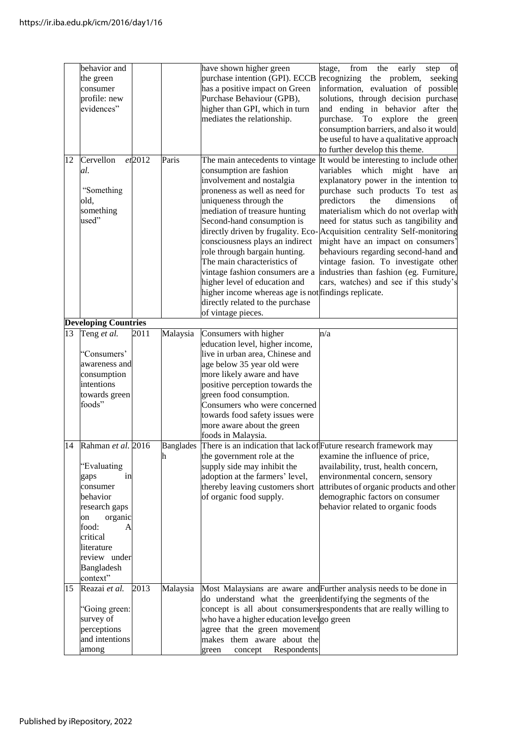| | | | | | |
|---|---|---|---|---|---|
| | behavior and the green consumer profile: new evidences" | | | have shown higher green purchase intention (GPI). ECCB has a positive impact on Green Purchase Behaviour (GPB), higher than GPI, which in turn mediates the relationship. | stage, from the early step of recognizing the problem, seeking information, evaluation of possible solutions, through decision purchase and ending in behavior after the purchase. To explore the green consumption barriers, and also it would be useful to have a qualitative approach to further develop this theme. |
| 12 | Cervellon *et al.* "Something old, something used" | 2012 | Paris | The main antecedents to vintage consumption are fashion involvement and nostalgia proneness as well as need for uniqueness through the mediation of treasure hunting Second-hand consumption is directly driven by frugality. Eco-consciousness plays an indirect role through bargain hunting. The main characteristics of vintage fashion consumers are a higher level of education and higher income whereas age is not directly related to the purchase of vintage pieces. | It would be interesting to include other variables which might have an explanatory power in the intention to purchase such products To test as predictors the dimensions of materialism which do not overlap with need for status such as tangibility and Acquisition centrality Self-monitoring might have an impact on consumers' behaviours regarding second-hand and vintage fasion. To investigate other industries than fashion (eg. Furniture, cars, watches) and see if this study's findings replicate. |
| **Developing Countries** | | | | | |
| 13 | Teng *et al.* "Consumers' awareness and consumption intentions towards green foods" | 2011 | Malaysia | Consumers with higher education level, higher income, live in urban area, Chinese and age below 35 year old were more likely aware and have positive perception towards the green food consumption. Consumers who were concerned towards food safety issues were more aware about the green foods in Malaysia. | n/a |
| 14 | Rahman *et al.* "Evaluating gaps in consumer behavior research gaps on organic food: A critical literature review under Bangladesh context" | 2016 | Bangladesh | There is an indication that lack of the government role at the supply side may inhibit the adoption at the farmers' level, thereby leaving customers short of organic food supply. | Future research framework may examine the influence of price, availability, trust, health concern, environmental concern, sensory attributes of organic products and other demographic factors on consumer behavior related to organic foods |
| 15 | Reazai *et al.* "Going green: survey of perceptions and intentions among | 2013 | Malaysia | Most Malaysians are aware and do understand what the green concept is all about consumers who have a higher education level agree that the green movement makes them aware about the green concept Respondents | Further analysis needs to be done in identifying the segments of the respondents that are really willing to go green |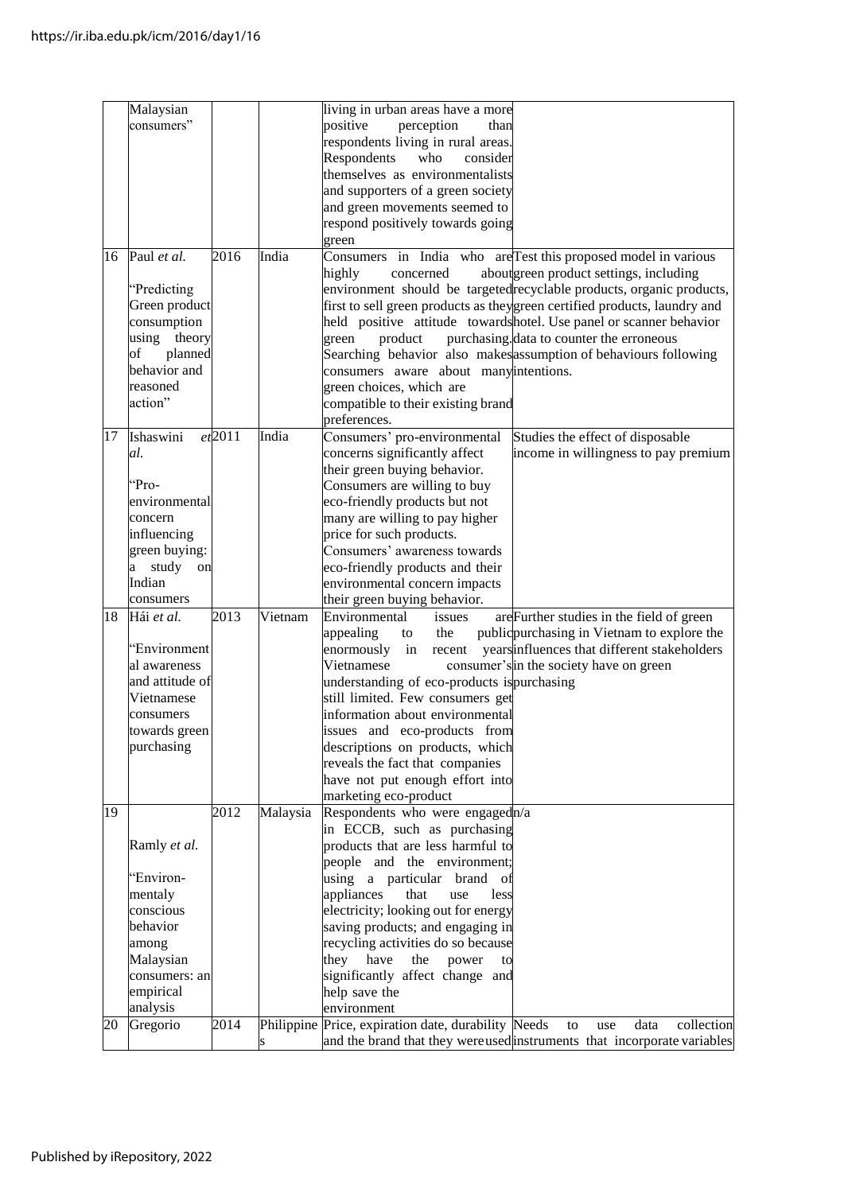|  |  |  |  |  |  |
|---|---|---|---|---|---|
|  | Malaysian consumers" |  |  | living in urban areas have a more positive perception than respondents living in rural areas. Respondents who consider themselves as environmentalists and supporters of a green society and green movements seemed to respond positively towards going green |  |
| 16 | Paul *et al.* "Predicting Green product consumption using theory of planned behavior and reasoned action" | 2016 | India | Consumers in India who are highly concerned about environment should be targeted first to sell green products as they held positive attitude towards green product purchasing. Searching behavior also makes consumers aware about many green choices, which are compatible to their existing brand preferences. | Test this proposed model in various green product settings, including recyclable products, organic products, green certified products, laundry and hotel. Use panel or scanner behavior data to counter the erroneous assumption of behaviours following intentions. |
| 17 | Ishaswini *et al.* "Pro-environmental concern influencing green buying: a study on Indian consumers | 2011 | India | Consumers' pro-environmental concerns significantly affect their green buying behavior. Consumers are willing to buy eco-friendly products but not many are willing to pay higher price for such products. Consumers' awareness towards eco-friendly products and their environmental concern impacts their green buying behavior. | Studies the effect of disposable income in willingness to pay premium |
| 18 | Hái *et al.* "Environmental awareness and attitude of Vietnamese consumers towards green purchasing | 2013 | Vietnam | Environmental issues are appealing to the public enormously in recent years Vietnamese consumer's understanding of eco-products is still limited. Few consumers get information about environmental issues and eco-products from descriptions on products, which reveals the fact that companies have not put enough effort into marketing eco-product | Further studies in the field of green purchasing in Vietnam to explore the influences that different stakeholders in the society have on green purchasing |
| 19 | Ramly *et al.* "Environmentaly conscious behavior among Malaysian consumers: an empirical analysis | 2012 | Malaysia | Respondents who were engaged in ECCB, such as purchasing products that are less harmful to people and the environment; using a particular brand of appliances that use less electricity; looking out for energy saving products; and engaging in recycling activities do so because they have the power to significantly affect change and help save the environment | n/a |
| 20 | Gregorio | 2014 | Philippines | Price, expiration date, durability and the brand that they were used | Needs to use data collection instruments that incorporate variables |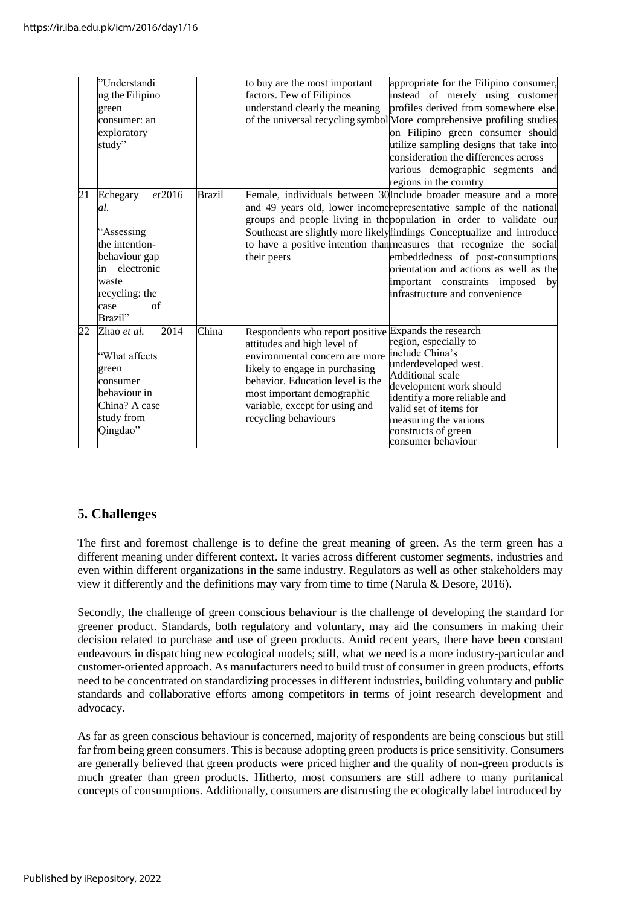|  | "Understanding the Filipino green consumer: an exploratory study" |  |  | to buy are the most important factors. Few of Filipinos understand clearly the meaning of the universal recycling symbol | appropriate for the Filipino consumer, instead of merely using customer profiles derived from somewhere else. More comprehensive profiling studies on Filipino green consumer should utilize sampling designs that take into consideration the differences across various demographic segments and regions in the country |
|---|---|---|---|---|---|
| 21 | Echegary *et al.* "Assessing the intention-behaviour gap in electronic waste recycling: the case of Brazil" | 2016 | Brazil | Female, individuals between 30 and 49 years old, lower income groups and people living in the Southeast are slightly more likely to have a positive intention than their peers | Include broader measure and a more representative sample of the national population in order to validate our findings Conceptualize and introduce measures that recognize the social embeddedness of post-consumptions orientation and actions as well as the important constraints imposed by infrastructure and convenience |
| 22 | Zhao *et al.* "What affects green consumer behaviour in China? A case study from Qingdao" | 2014 | China | Respondents who report positive attitudes and high level of environmental concern are more likely to engage in purchasing behavior. Education level is the most important demographic variable, except for using and recycling behaviours | Expands the research region, especially to include China's underdeveloped west. Additional scale development work should identify a more reliable and valid set of items for measuring the various constructs of green consumer behaviour |

## 5. Challenges

The first and foremost challenge is to define the great meaning of green. As the term green has a different meaning under different context. It varies across different customer segments, industries and even within different organizations in the same industry. Regulators as well as other stakeholders may view it differently and the definitions may vary from time to time (Narula & Desore, 2016).

Secondly, the challenge of green conscious behaviour is the challenge of developing the standard for greener product. Standards, both regulatory and voluntary, may aid the consumers in making their decision related to purchase and use of green products. Amid recent years, there have been constant endeavours in dispatching new ecological models; still, what we need is a more industry-particular and customer-oriented approach. As manufacturers need to build trust of consumer in green products, efforts need to be concentrated on standardizing processes in different industries, building voluntary and public standards and collaborative efforts among competitors in terms of joint research development and advocacy.

As far as green conscious behaviour is concerned, majority of respondents are being conscious but still far from being green consumers. This is because adopting green products is price sensitivity. Consumers are generally believed that green products were priced higher and the quality of non-green products is much greater than green products. Hitherto, most consumers are still adhere to many puritanical concepts of consumptions. Additionally, consumers are distrusting the ecologically label introduced by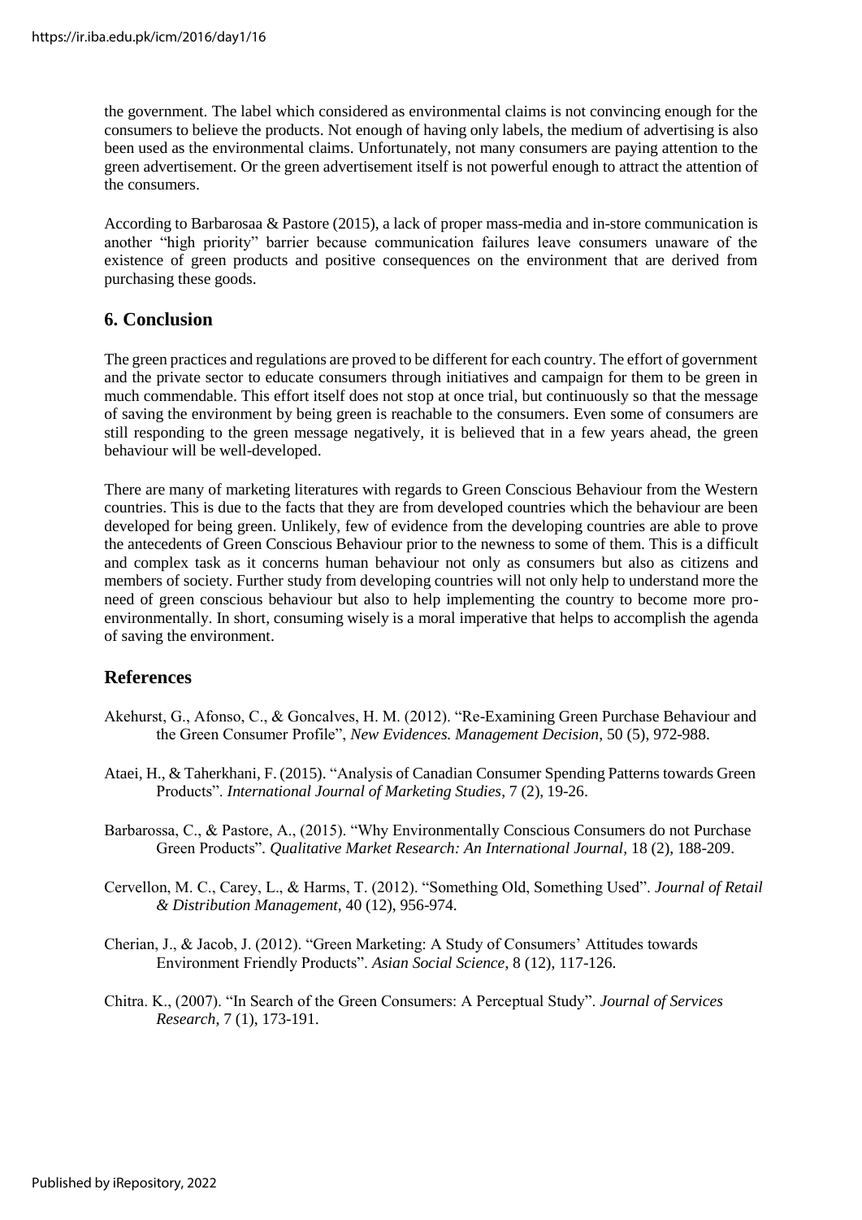the government. The label which considered as environmental claims is not convincing enough for the consumers to believe the products. Not enough of having only labels, the medium of advertising is also been used as the environmental claims. Unfortunately, not many consumers are paying attention to the green advertisement. Or the green advertisement itself is not powerful enough to attract the attention of the consumers.

According to Barbarosaa & Pastore (2015), a lack of proper mass-media and in-store communication is another "high priority" barrier because communication failures leave consumers unaware of the existence of green products and positive consequences on the environment that are derived from purchasing these goods.

## 6. Conclusion

The green practices and regulations are proved to be different for each country. The effort of government and the private sector to educate consumers through initiatives and campaign for them to be green in much commendable. This effort itself does not stop at once trial, but continuously so that the message of saving the environment by being green is reachable to the consumers. Even some of consumers are still responding to the green message negatively, it is believed that in a few years ahead, the green behaviour will be well-developed.

There are many of marketing literatures with regards to Green Conscious Behaviour from the Western countries. This is due to the facts that they are from developed countries which the behaviour are been developed for being green. Unlikely, few of evidence from the developing countries are able to prove the antecedents of Green Conscious Behaviour prior to the newness to some of them. This is a difficult and complex task as it concerns human behaviour not only as consumers but also as citizens and members of society. Further study from developing countries will not only help to understand more the need of green conscious behaviour but also to help implementing the country to become more pro-environmentally. In short, consuming wisely is a moral imperative that helps to accomplish the agenda of saving the environment.

## References

Akehurst, G., Afonso, C., & Goncalves, H. M. (2012). "Re-Examining Green Purchase Behaviour and the Green Consumer Profile", *New Evidences. Management Decision*, 50 (5), 972-988.

Ataei, H., & Taherkhani, F. (2015). "Analysis of Canadian Consumer Spending Patterns towards Green Products". *International Journal of Marketing Studies*, 7 (2), 19-26.

Barbarossa, C., & Pastore, A., (2015). "Why Environmentally Conscious Consumers do not Purchase Green Products". *Qualitative Market Research: An International Journal*, 18 (2), 188-209.

Cervellon, M. C., Carey, L., & Harms, T. (2012). "Something Old, Something Used". *Journal of Retail & Distribution Management*, 40 (12), 956-974.

Cherian, J., & Jacob, J. (2012). "Green Marketing: A Study of Consumers' Attitudes towards Environment Friendly Products". *Asian Social Science*, 8 (12), 117-126.

Chitra. K., (2007). "In Search of the Green Consumers: A Perceptual Study". *Journal of Services Research*, 7 (1), 173-191.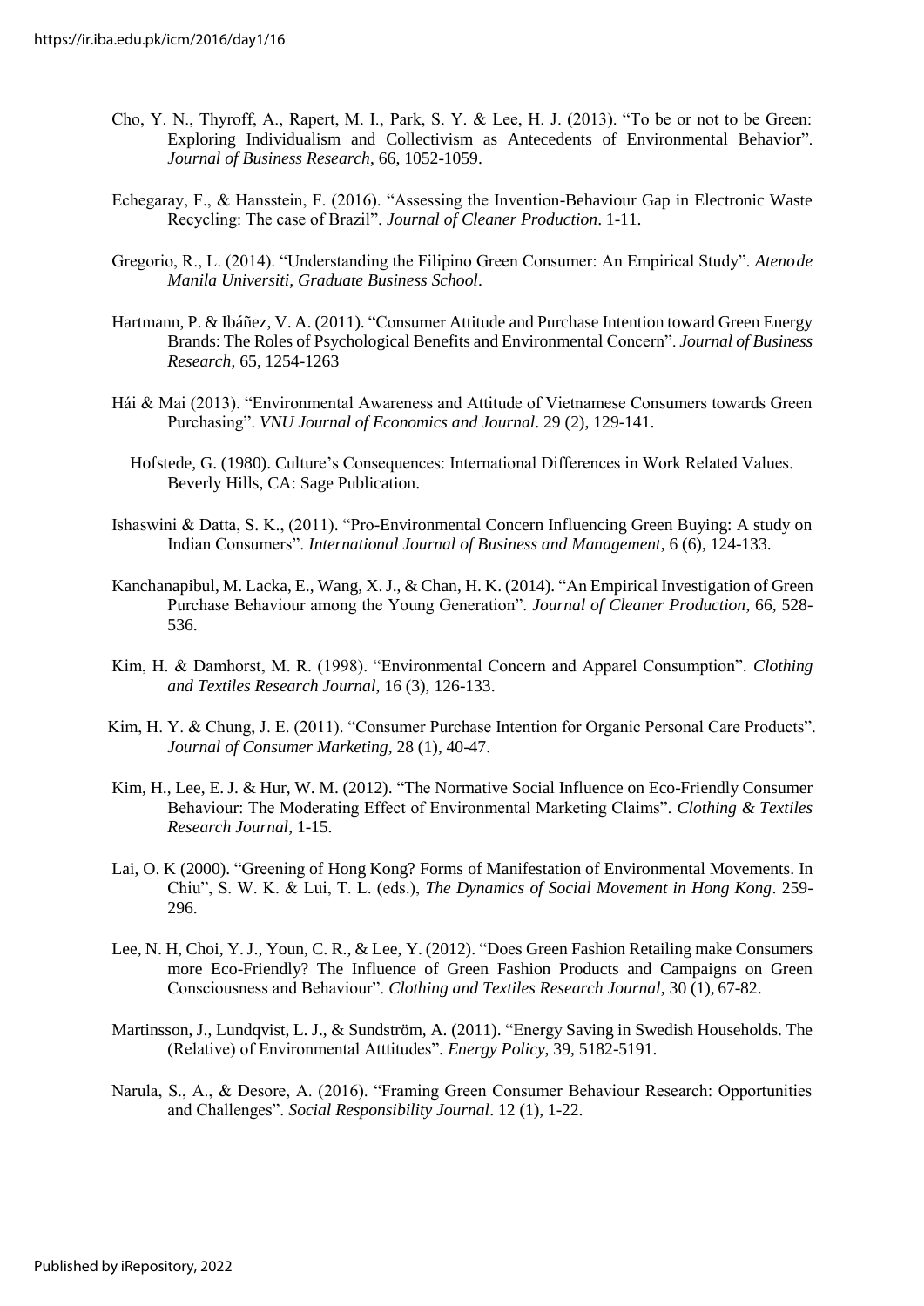Cho, Y. N., Thyroff, A., Rapert, M. I., Park, S. Y. & Lee, H. J. (2013). "To be or not to be Green: Exploring Individualism and Collectivism as Antecedents of Environmental Behavior". *Journal of Business Research*, 66, 1052-1059.

Echegaray, F., & Hansstein, F. (2016). "Assessing the Invention-Behaviour Gap in Electronic Waste Recycling: The case of Brazil". *Journal of Cleaner Production*. 1-11.

Gregorio, R., L. (2014). "Understanding the Filipino Green Consumer: An Empirical Study". *Atenode Manila Universiti, Graduate Business School*.

Hartmann, P. & Ibáñez, V. A. (2011). "Consumer Attitude and Purchase Intention toward Green Energy Brands: The Roles of Psychological Benefits and Environmental Concern". *Journal of Business Research*, 65, 1254-1263

Hái & Mai (2013). "Environmental Awareness and Attitude of Vietnamese Consumers towards Green Purchasing". *VNU Journal of Economics and Journal*. 29 (2), 129-141.

Hofstede, G. (1980). Culture's Consequences: International Differences in Work Related Values. Beverly Hills, CA: Sage Publication.

Ishaswini & Datta, S. K., (2011). "Pro-Environmental Concern Influencing Green Buying: A study on Indian Consumers". *International Journal of Business and Management*, 6 (6), 124-133.

Kanchanapibul, M. Lacka, E., Wang, X. J., & Chan, H. K. (2014). "An Empirical Investigation of Green Purchase Behaviour among the Young Generation". *Journal of Cleaner Production*, 66, 528-536.

Kim, H. & Damhorst, M. R. (1998). "Environmental Concern and Apparel Consumption". *Clothing and Textiles Research Journal*, 16 (3), 126-133.

Kim, H. Y. & Chung, J. E. (2011). "Consumer Purchase Intention for Organic Personal Care Products". *Journal of Consumer Marketing*, 28 (1), 40-47.

Kim, H., Lee, E. J. & Hur, W. M. (2012). "The Normative Social Influence on Eco-Friendly Consumer Behaviour: The Moderating Effect of Environmental Marketing Claims". *Clothing & Textiles Research Journal*, 1-15.

Lai, O. K (2000). "Greening of Hong Kong? Forms of Manifestation of Environmental Movements. In Chiu", S. W. K. & Lui, T. L. (eds.), *The Dynamics of Social Movement in Hong Kong*. 259-296.

Lee, N. H, Choi, Y. J., Youn, C. R., & Lee, Y. (2012). "Does Green Fashion Retailing make Consumers more Eco-Friendly? The Influence of Green Fashion Products and Campaigns on Green Consciousness and Behaviour". *Clothing and Textiles Research Journal*, 30 (1), 67-82.

Martinsson, J., Lundqvist, L. J., & Sundström, A. (2011). "Energy Saving in Swedish Households. The (Relative) of Environmental Atttitudes". *Energy Policy*, 39, 5182-5191.

Narula, S., A., & Desore, A. (2016). "Framing Green Consumer Behaviour Research: Opportunities and Challenges". *Social Responsibility Journal*. 12 (1), 1-22.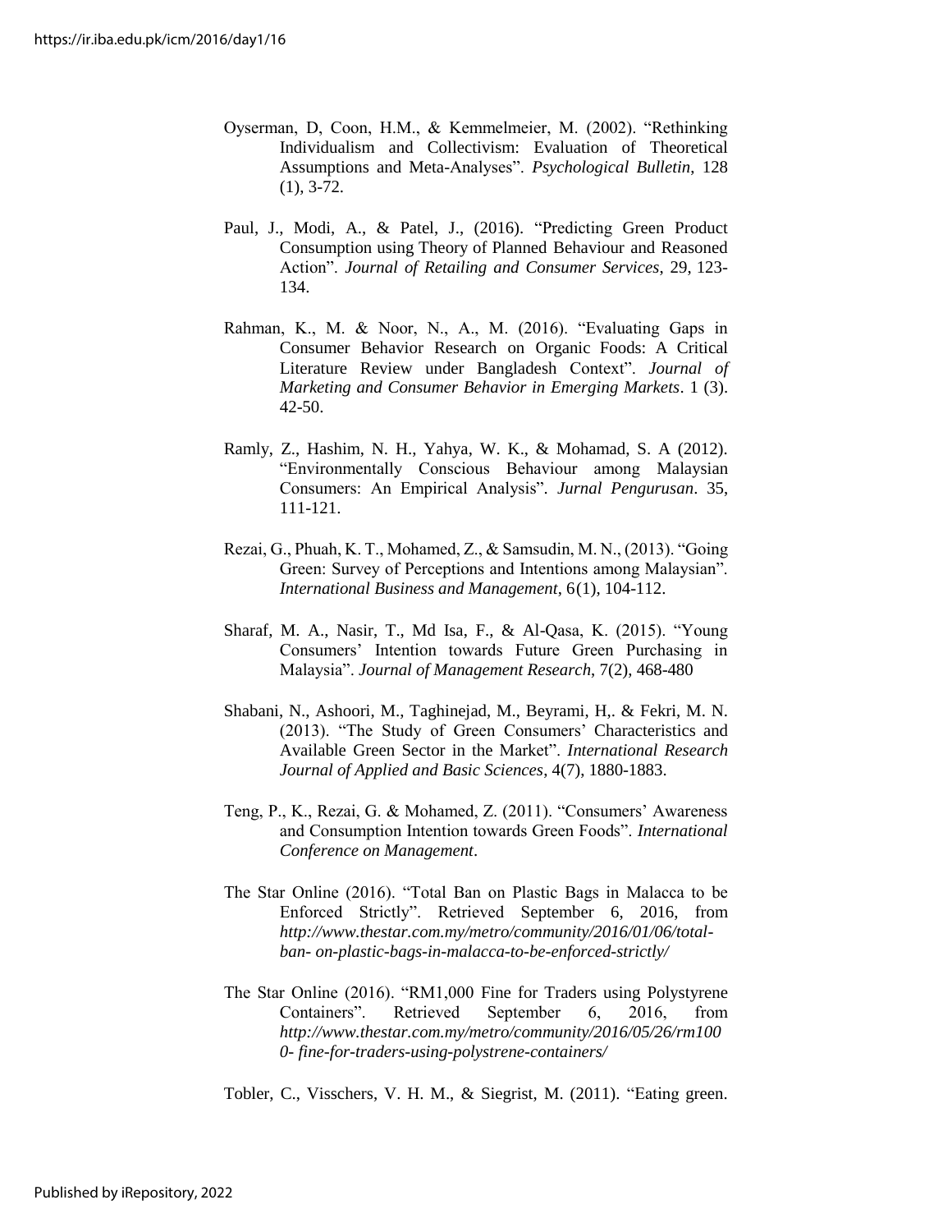Oyserman, D, Coon, H.M., & Kemmelmeier, M. (2002). "Rethinking Individualism and Collectivism: Evaluation of Theoretical Assumptions and Meta-Analyses". *Psychological Bulletin*, 128 (1), 3-72.

Paul, J., Modi, A., & Patel, J., (2016). "Predicting Green Product Consumption using Theory of Planned Behaviour and Reasoned Action". *Journal of Retailing and Consumer Services*, 29, 123-134.

Rahman, K., M. & Noor, N., A., M. (2016). "Evaluating Gaps in Consumer Behavior Research on Organic Foods: A Critical Literature Review under Bangladesh Context". *Journal of Marketing and Consumer Behavior in Emerging Markets*. 1 (3). 42-50.

Ramly, Z., Hashim, N. H., Yahya, W. K., & Mohamad, S. A (2012). "Environmentally Conscious Behaviour among Malaysian Consumers: An Empirical Analysis". *Jurnal Pengurusan*. 35, 111-121.

Rezai, G., Phuah, K. T., Mohamed, Z., & Samsudin, M. N., (2013). "Going Green: Survey of Perceptions and Intentions among Malaysian". *International Business and Management*, 6(1), 104-112.

Sharaf, M. A., Nasir, T., Md Isa, F., & Al-Qasa, K. (2015). "Young Consumers' Intention towards Future Green Purchasing in Malaysia". *Journal of Management Research*, 7(2), 468-480

Shabani, N., Ashoori, M., Taghinejad, M., Beyrami, H,. & Fekri, M. N. (2013). "The Study of Green Consumers' Characteristics and Available Green Sector in the Market". *International Research Journal of Applied and Basic Sciences*, 4(7), 1880-1883.

Teng, P., K., Rezai, G. & Mohamed, Z. (2011). "Consumers' Awareness and Consumption Intention towards Green Foods". *International Conference on Management*.

The Star Online (2016). "Total Ban on Plastic Bags in Malacca to be Enforced Strictly". Retrieved September 6, 2016, from *http://www.thestar.com.my/metro/community/2016/01/06/total-ban- on-plastic-bags-in-malacca-to-be-enforced-strictly/*

The Star Online (2016). "RM1,000 Fine for Traders using Polystyrene Containers". Retrieved September 6, 2016, from *http://www.thestar.com.my/metro/community/2016/05/26/rm1000- fine-for-traders-using-polystrene-containers/*

Tobler, C., Visschers, V. H. M., & Siegrist, M. (2011). "Eating green.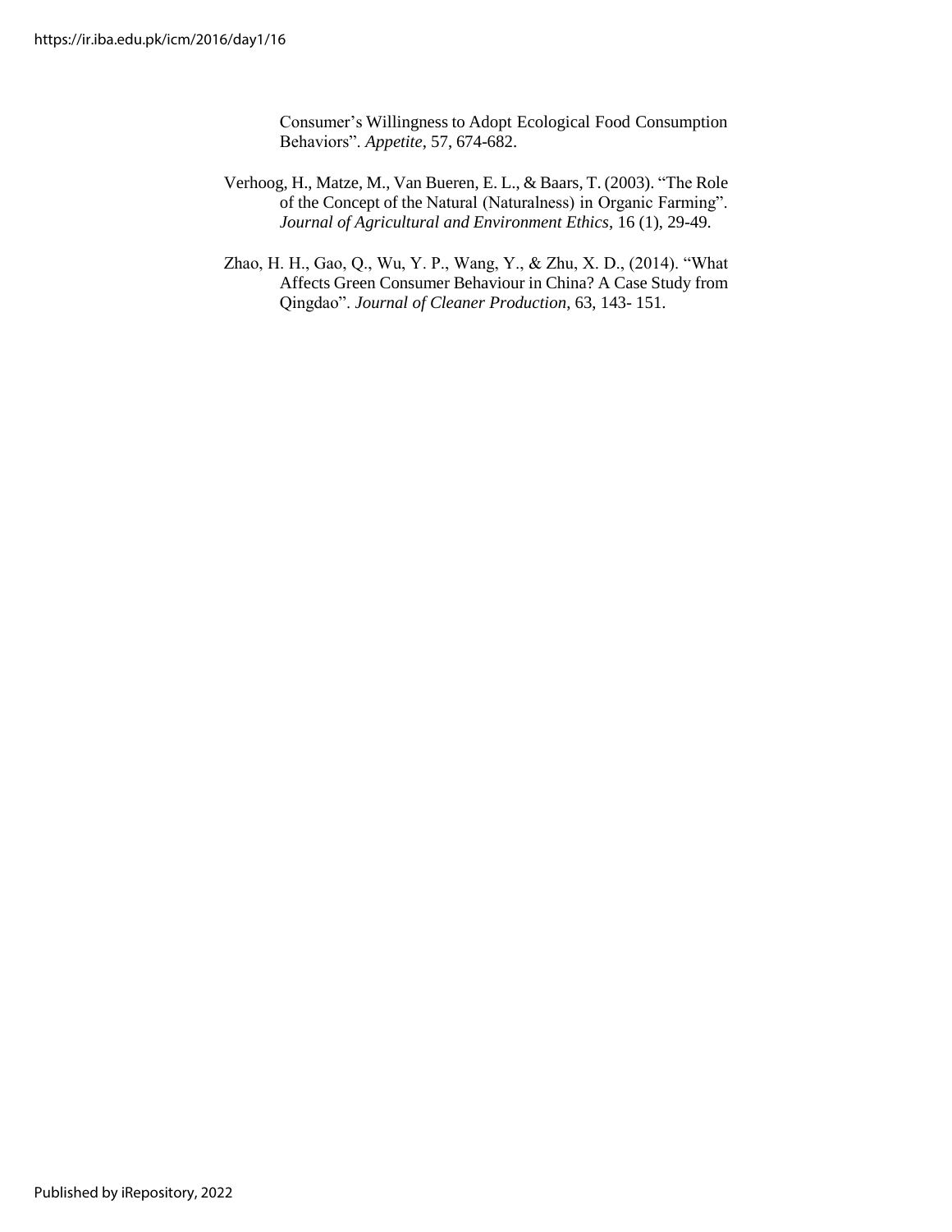Consumer's Willingness to Adopt Ecological Food Consumption Behaviors". *Appetite*, 57, 674-682.

Verhoog, H., Matze, M., Van Bueren, E. L., & Baars, T. (2003). "The Role of the Concept of the Natural (Naturalness) in Organic Farming". *Journal of Agricultural and Environment Ethics*, 16 (1), 29-49.

Zhao, H. H., Gao, Q., Wu, Y. P., Wang, Y., & Zhu, X. D., (2014). "What Affects Green Consumer Behaviour in China? A Case Study from Qingdao". *Journal of Cleaner Production*, 63, 143- 151.